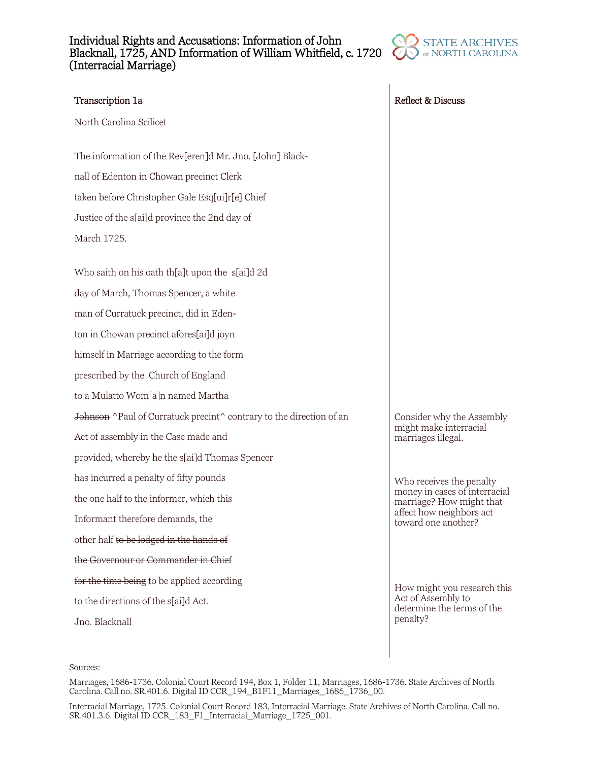# Individual Rights and Accusations: Information of John Blacknall, 1725, AND Information of William Whitfield, c. 1720 (Interracial Marriage)

STATE ARCHIVES of NORTH CAROLINA

## Transcription 1a

North Carolina Scilicet

The information of the Rev[eren]d Mr. Jno. [John] Black-
nall of Edenton in Chowan precinct Clerk
taken before Christopher Gale Esq[ui]r[e] Chief
Justice of the s[ai]d province the 2nd day of
March 1725.

Who saith on his oath th[a]t upon the s[ai]d 2d
day of March, Thomas Spencer, a white
man of Curratuck precinct, did in Eden-
ton in Chowan precinct afores[ai]d joyn
himself in Marriage according to the form
prescribed by the Church of England
to a Mulatto Wom[a]n named Martha
~~Johnson~~ ^Paul of Curratuck precint^ contrary to the direction of an
Act of assembly in the Case made and
provided, whereby he the s[ai]d Thomas Spencer
has incurred a penalty of fifty pounds
the one half to the informer, which this
Informant therefore demands, the
other half ~~to be lodged in the hands of~~
~~the Governour or Commander in Chief~~
~~for the time being~~ to be applied according
to the directions of the s[ai]d Act.

Jno. Blacknall

## Reflect & Discuss

Consider why the Assembly might make interracial marriages illegal.

Who receives the penalty money in cases of interracial marriage? How might that affect how neighbors act toward one another?

How might you research this Act of Assembly to determine the terms of the penalty?

Sources:

Marriages, 1686-1736. Colonial Court Record 194, Box 1, Folder 11, Marriages, 1686-1736. State Archives of North Carolina. Call no. SR.401.6. Digital ID CCR_194_B1F11_Marriages_1686_1736_00.

Interracial Marriage, 1725. Colonial Court Record 183, Interracial Marriage. State Archives of North Carolina. Call no. SR.401.3.6. Digital ID CCR_183_F1_Interracial_Marriage_1725_001.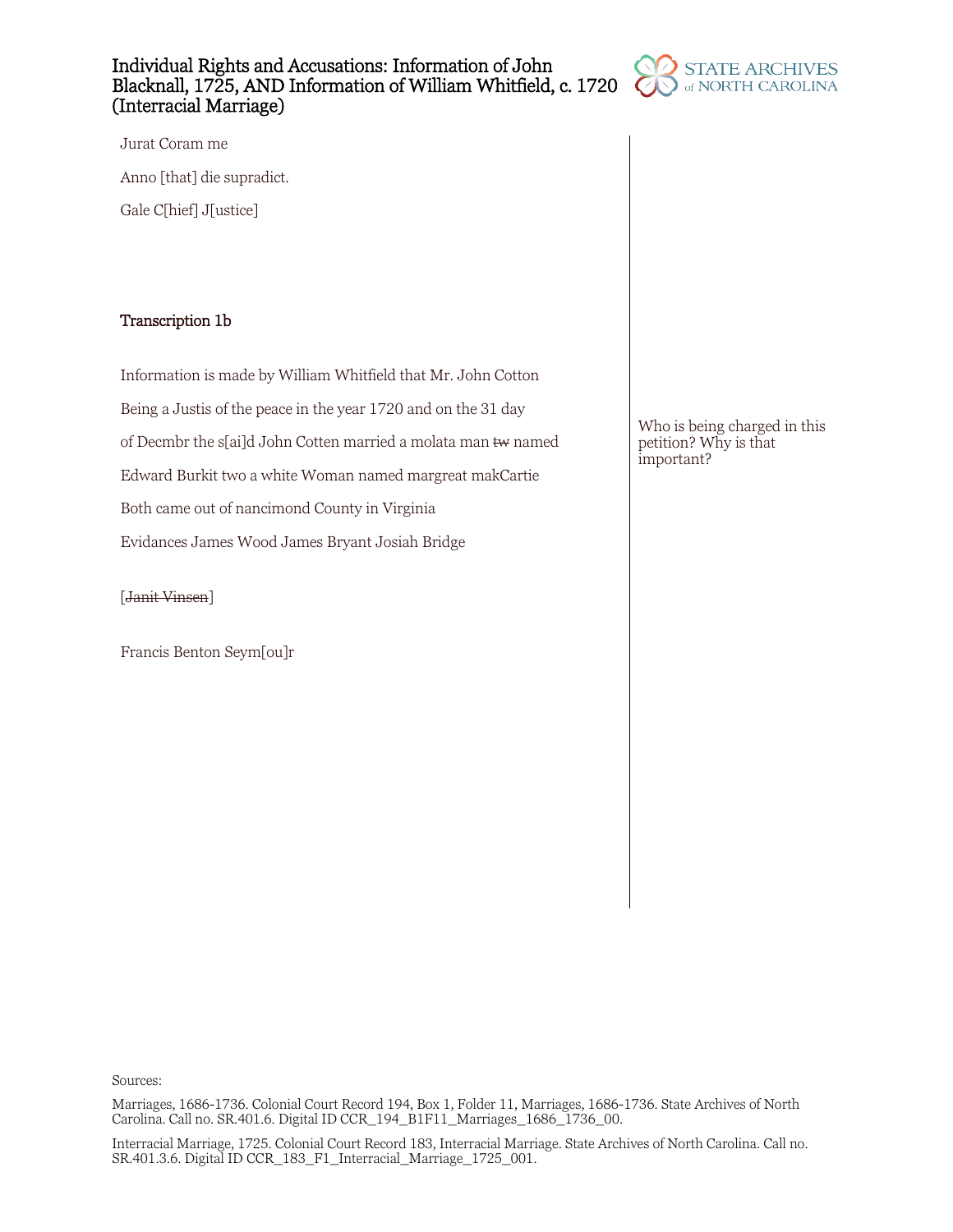Jurat Coram me

Anno [that] die supradict.

Gale C[hief] J[ustice]

### Transcription 1b

Information is made by William Whitfield that Mr. John Cotton

Being a Justis of the peace in the year 1720 and on the 31 day

of Decmbr the s[ai]d John Cotten married a molata man ~~tw~~ named

Edward Burkit two a white Woman named margreat makCartie

Both came out of nancimond County in Virginia

Evidances James Wood James Bryant Josiah Bridge

[~~Janit Vinsen~~]

Francis Benton Seym[ou]r

Who is being charged in this petition? Why is that important?

Sources:

Marriages, 1686-1736. Colonial Court Record 194, Box 1, Folder 11, Marriages, 1686-1736. State Archives of North Carolina. Call no. SR.401.6. Digital ID CCR_194_B1F11_Marriages_1686_1736_00.

Interracial Marriage, 1725. Colonial Court Record 183, Interracial Marriage. State Archives of North Carolina. Call no. SR.401.3.6. Digital ID CCR_183_F1_Interracial_Marriage_1725_001.